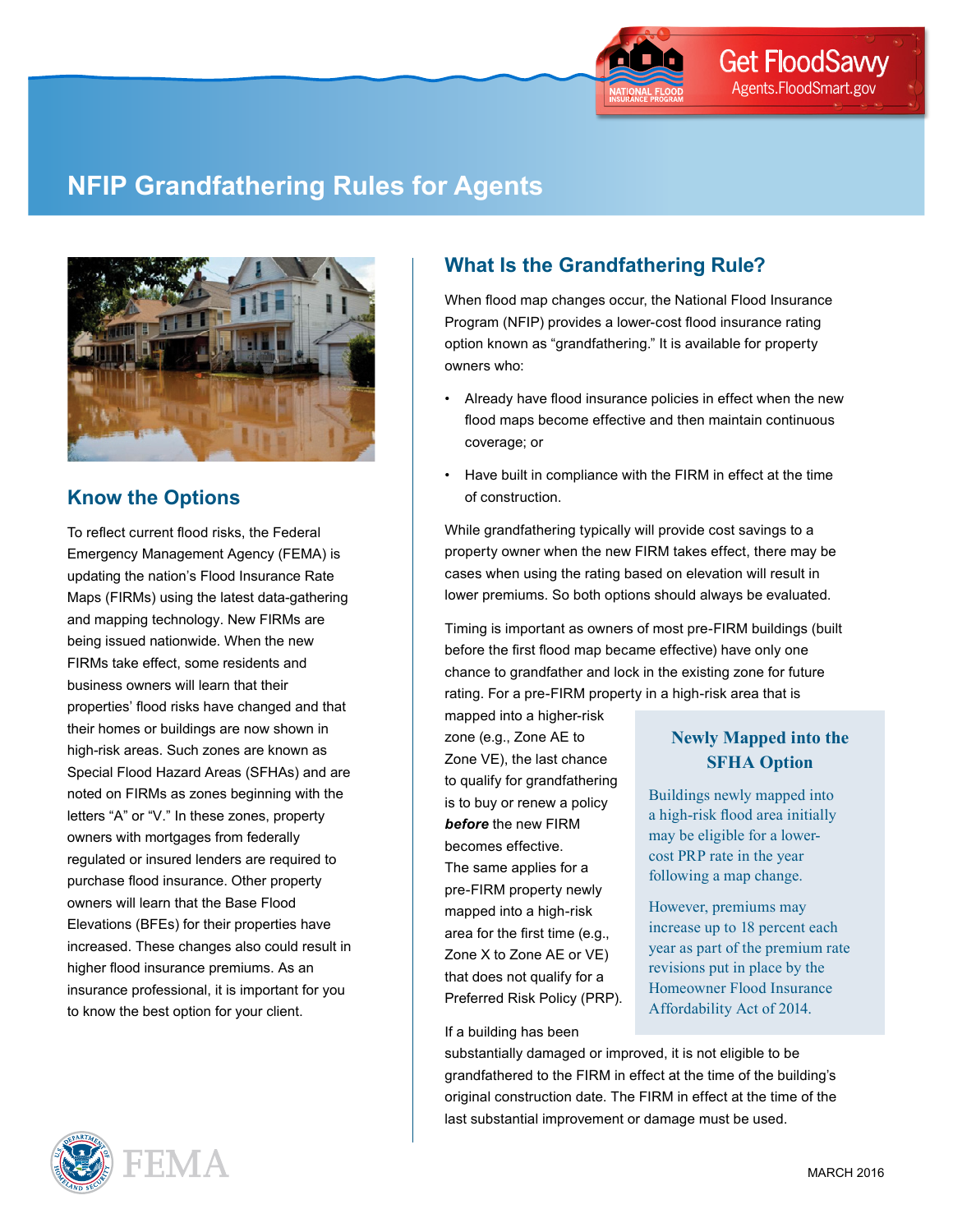# NFIP Grandfathering Rules for Agents

## Know the Options

To reflect current flood risks, the Federal Emergency Management Agency (FEMA) is updating the nation's Flood Insurance Rate Maps (FIRMs) using the latest data-gathering and mapping technology. New FIRMs are being issued nationwide. When the new FIRMs take effect, some residents and business owners will learn that their properties' flood risks have changed and that their homes or buildings are now shown in high-risk areas. Such zones are known as Special Flood Hazard Areas (SFHAs) and are noted on FIRMs as zones beginning with the letters "A" or "V." In these zones, property owners with mortgages from federally regulated or insured lenders are required to purchase flood insurance. Other property owners will learn that the Base Flood Elevations (BFEs) for their properties have increased. These changes also could result in higher flood insurance premiums. As an insurance professional, it is important for you to know the best option for your client.

## What Is the Grandfathering Rule?

When flood map changes occur, the National Flood Insurance Program (NFIP) provides a lower-cost flood insurance rating option known as "grandfathering." It is available for property owners who:

- Already have flood insurance policies in effect when the new flood maps become effective and then maintain continuous coverage; or
- Have built in compliance with the FIRM in effect at the time of construction.

While grandfathering typically will provide cost savings to a property owner when the new FIRM takes effect, there may be cases when using the rating based on elevation will result in lower premiums. So both options should always be evaluated.

Timing is important as owners of most pre-FIRM buildings (built before the first flood map became effective) have only one chance to grandfather and lock in the existing zone for future rating. For a pre-FIRM property in a high-risk area that is mapped into a higher-risk zone (e.g., Zone AE to Zone VE), the last chance to qualify for grandfathering is to buy or renew a policy ***before*** the new FIRM becomes effective. The same applies for a pre-FIRM property newly mapped into a high-risk area for the first time (e.g., Zone X to Zone AE or VE) that does not qualify for a Preferred Risk Policy (PRP).

If a building has been substantially damaged or improved, it is not eligible to be grandfathered to the FIRM in effect at the time of the building's original construction date. The FIRM in effect at the time of the last substantial improvement or damage must be used.

### Newly Mapped into the SFHA Option

Buildings newly mapped into a high-risk flood area initially may be eligible for a lower-cost PRP rate in the year following a map change.

However, premiums may increase up to 18 percent each year as part of the premium rate revisions put in place by the Homeowner Flood Insurance Affordability Act of 2014.

MARCH 2016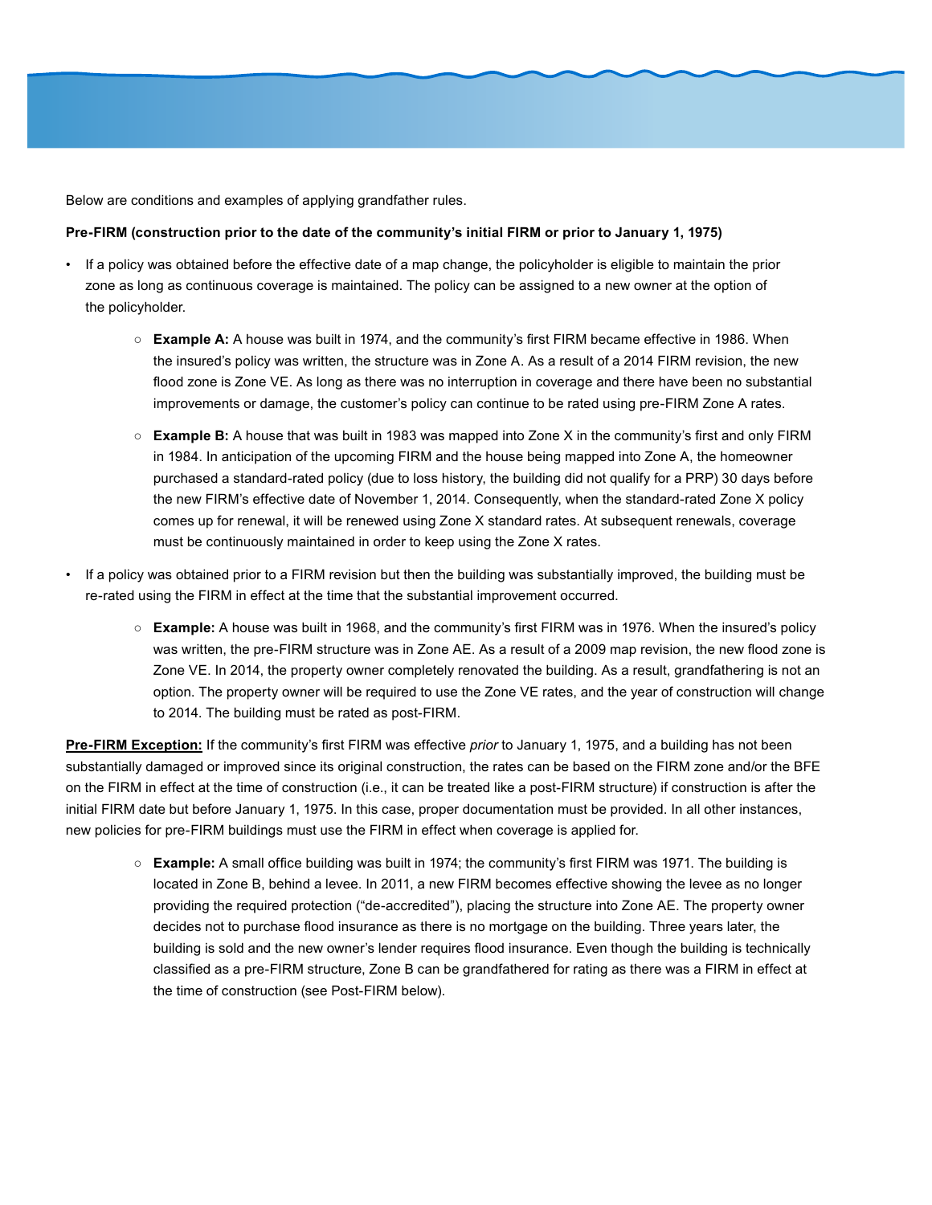Below are conditions and examples of applying grandfather rules.

**Pre-FIRM (construction prior to the date of the community's initial FIRM or prior to January 1, 1975)**

- If a policy was obtained before the effective date of a map change, the policyholder is eligible to maintain the prior zone as long as continuous coverage is maintained. The policy can be assigned to a new owner at the option of the policyholder.
    - **Example A:** A house was built in 1974, and the community's first FIRM became effective in 1986. When the insured's policy was written, the structure was in Zone A. As a result of a 2014 FIRM revision, the new flood zone is Zone VE. As long as there was no interruption in coverage and there have been no substantial improvements or damage, the customer's policy can continue to be rated using pre-FIRM Zone A rates.
    - **Example B:** A house that was built in 1983 was mapped into Zone X in the community's first and only FIRM in 1984. In anticipation of the upcoming FIRM and the house being mapped into Zone A, the homeowner purchased a standard-rated policy (due to loss history, the building did not qualify for a PRP) 30 days before the new FIRM's effective date of November 1, 2014. Consequently, when the standard-rated Zone X policy comes up for renewal, it will be renewed using Zone X standard rates. At subsequent renewals, coverage must be continuously maintained in order to keep using the Zone X rates.
- If a policy was obtained prior to a FIRM revision but then the building was substantially improved, the building must be re-rated using the FIRM in effect at the time that the substantial improvement occurred.
    - **Example:** A house was built in 1968, and the community's first FIRM was in 1976. When the insured's policy was written, the pre-FIRM structure was in Zone AE. As a result of a 2009 map revision, the new flood zone is Zone VE. In 2014, the property owner completely renovated the building. As a result, grandfathering is not an option. The property owner will be required to use the Zone VE rates, and the year of construction will change to 2014. The building must be rated as post-FIRM.

**Pre-FIRM Exception:** If the community's first FIRM was effective *prior* to January 1, 1975, and a building has not been substantially damaged or improved since its original construction, the rates can be based on the FIRM zone and/or the BFE on the FIRM in effect at the time of construction (i.e., it can be treated like a post-FIRM structure) if construction is after the initial FIRM date but before January 1, 1975. In this case, proper documentation must be provided. In all other instances, new policies for pre-FIRM buildings must use the FIRM in effect when coverage is applied for.

- **Example:** A small office building was built in 1974; the community's first FIRM was 1971. The building is located in Zone B, behind a levee. In 2011, a new FIRM becomes effective showing the levee as no longer providing the required protection ("de-accredited"), placing the structure into Zone AE. The property owner decides not to purchase flood insurance as there is no mortgage on the building. Three years later, the building is sold and the new owner's lender requires flood insurance. Even though the building is technically classified as a pre-FIRM structure, Zone B can be grandfathered for rating as there was a FIRM in effect at the time of construction (see Post-FIRM below).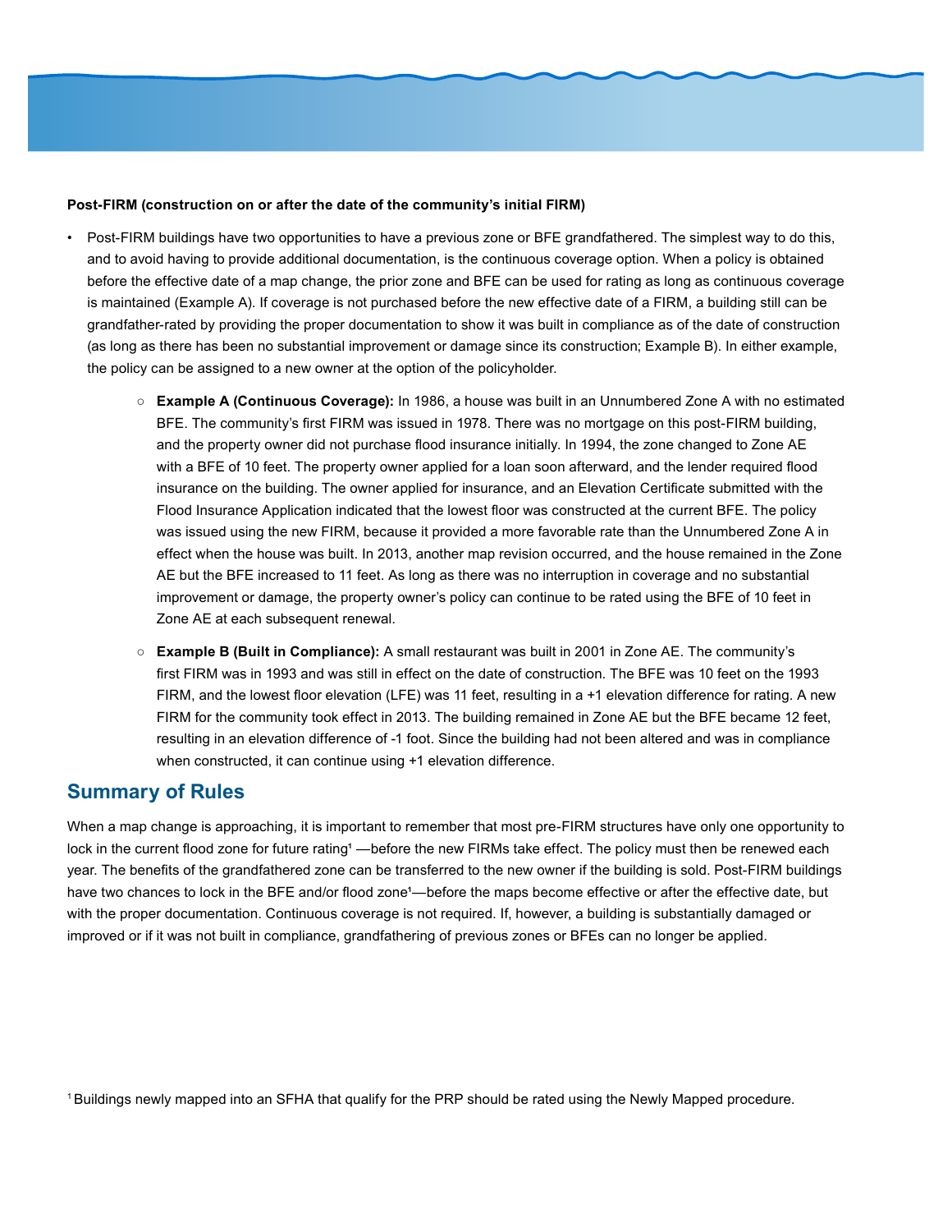**Post-FIRM (construction on or after the date of the community's initial FIRM)**

- Post-FIRM buildings have two opportunities to have a previous zone or BFE grandfathered. The simplest way to do this, and to avoid having to provide additional documentation, is the continuous coverage option. When a policy is obtained before the effective date of a map change, the prior zone and BFE can be used for rating as long as continuous coverage is maintained (Example A). If coverage is not purchased before the new effective date of a FIRM, a building still can be grandfather-rated by providing the proper documentation to show it was built in compliance as of the date of construction (as long as there has been no substantial improvement or damage since its construction; Example B). In either example, the policy can be assigned to a new owner at the option of the policyholder.
  - **Example A (Continuous Coverage):** In 1986, a house was built in an Unnumbered Zone A with no estimated BFE. The community's first FIRM was issued in 1978. There was no mortgage on this post-FIRM building, and the property owner did not purchase flood insurance initially. In 1994, the zone changed to Zone AE with a BFE of 10 feet. The property owner applied for a loan soon afterward, and the lender required flood insurance on the building. The owner applied for insurance, and an Elevation Certificate submitted with the Flood Insurance Application indicated that the lowest floor was constructed at the current BFE. The policy was issued using the new FIRM, because it provided a more favorable rate than the Unnumbered Zone A in effect when the house was built. In 2013, another map revision occurred, and the house remained in the Zone AE but the BFE increased to 11 feet. As long as there was no interruption in coverage and no substantial improvement or damage, the property owner's policy can continue to be rated using the BFE of 10 feet in Zone AE at each subsequent renewal.
  - **Example B (Built in Compliance):** A small restaurant was built in 2001 in Zone AE. The community's first FIRM was in 1993 and was still in effect on the date of construction. The BFE was 10 feet on the 1993 FIRM, and the lowest floor elevation (LFE) was 11 feet, resulting in a +1 elevation difference for rating. A new FIRM for the community took effect in 2013. The building remained in Zone AE but the BFE became 12 feet, resulting in an elevation difference of -1 foot. Since the building had not been altered and was in compliance when constructed, it can continue using +1 elevation difference.

## Summary of Rules

When a map change is approaching, it is important to remember that most pre-FIRM structures have only one opportunity to lock in the current flood zone for future rating[1] —before the new FIRMs take effect. The policy must then be renewed each year. The benefits of the grandfathered zone can be transferred to the new owner if the building is sold. Post-FIRM buildings have two chances to lock in the BFE and/or flood zone[1]—before the maps become effective or after the effective date, but with the proper documentation. Continuous coverage is not required. If, however, a building is substantially damaged or improved or if it was not built in compliance, grandfathering of previous zones or BFEs can no longer be applied.

[1] Buildings newly mapped into an SFHA that qualify for the PRP should be rated using the Newly Mapped procedure.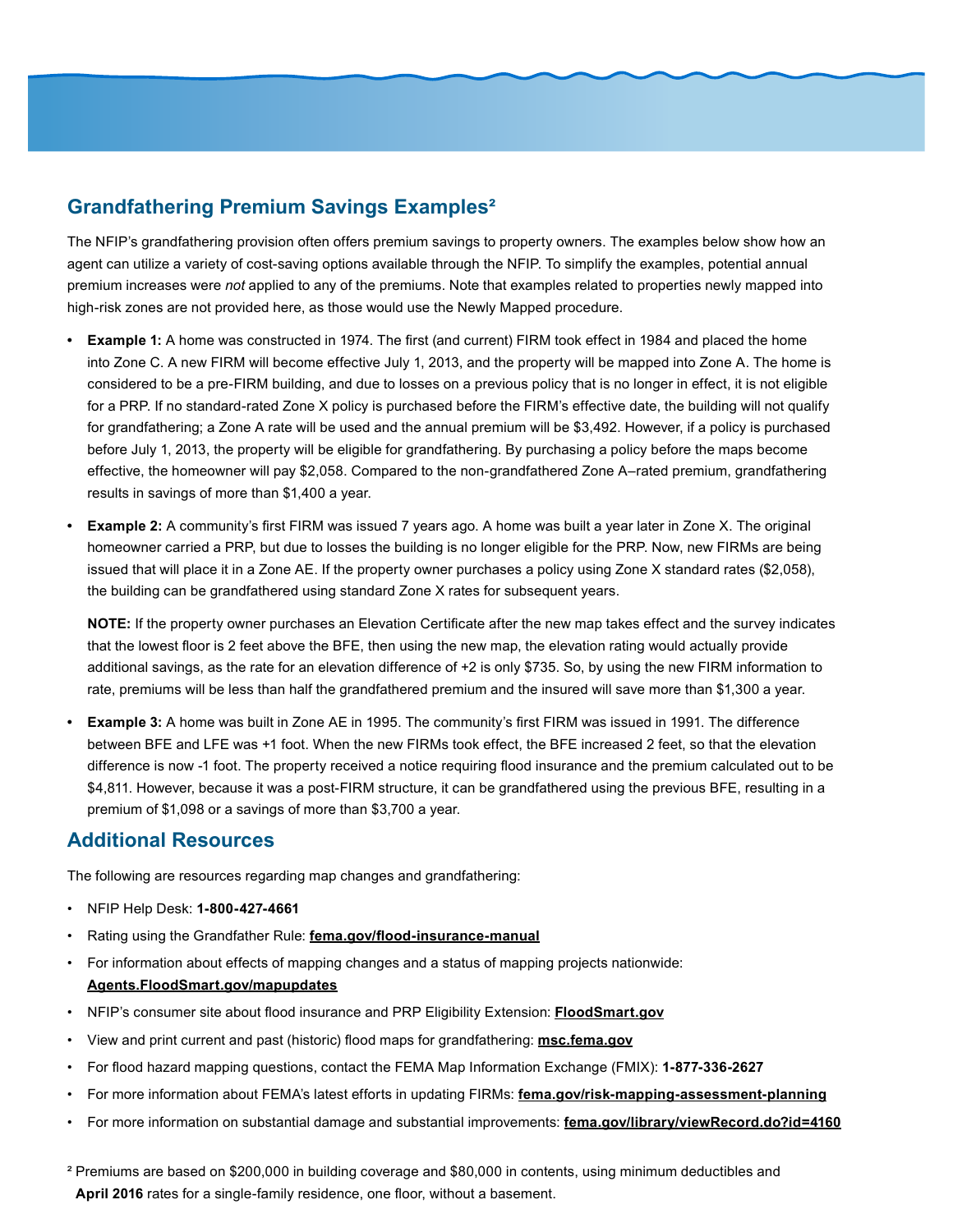## Grandfathering Premium Savings Examples[2]

The NFIP's grandfathering provision often offers premium savings to property owners. The examples below show how an agent can utilize a variety of cost-saving options available through the NFIP. To simplify the examples, potential annual premium increases were *not* applied to any of the premiums. Note that examples related to properties newly mapped into high-risk zones are not provided here, as those would use the Newly Mapped procedure.

- **Example 1:** A home was constructed in 1974. The first (and current) FIRM took effect in 1984 and placed the home into Zone C. A new FIRM will become effective July 1, 2013, and the property will be mapped into Zone A. The home is considered to be a pre-FIRM building, and due to losses on a previous policy that is no longer in effect, it is not eligible for a PRP. If no standard-rated Zone X policy is purchased before the FIRM's effective date, the building will not qualify for grandfathering; a Zone A rate will be used and the annual premium will be $3,492. However, if a policy is purchased before July 1, 2013, the property will be eligible for grandfathering. By purchasing a policy before the maps become effective, the homeowner will pay $2,058. Compared to the non-grandfathered Zone A–rated premium, grandfathering results in savings of more than $1,400 a year.

- **Example 2:** A community's first FIRM was issued 7 years ago. A home was built a year later in Zone X. The original homeowner carried a PRP, but due to losses the building is no longer eligible for the PRP. Now, new FIRMs are being issued that will place it in a Zone AE. If the property owner purchases a policy using Zone X standard rates ($2,058), the building can be grandfathered using standard Zone X rates for subsequent years.

  **NOTE:** If the property owner purchases an Elevation Certificate after the new map takes effect and the survey indicates that the lowest floor is 2 feet above the BFE, then using the new map, the elevation rating would actually provide additional savings, as the rate for an elevation difference of +2 is only $735. So, by using the new FIRM information to rate, premiums will be less than half the grandfathered premium and the insured will save more than $1,300 a year.

- **Example 3:** A home was built in Zone AE in 1995. The community's first FIRM was issued in 1991. The difference between BFE and LFE was +1 foot. When the new FIRMs took effect, the BFE increased 2 feet, so that the elevation difference is now -1 foot. The property received a notice requiring flood insurance and the premium calculated out to be $4,811. However, because it was a post-FIRM structure, it can be grandfathered using the previous BFE, resulting in a premium of $1,098 or a savings of more than $3,700 a year.

## Additional Resources

The following are resources regarding map changes and grandfathering:

- NFIP Help Desk: **1-800-427-4661**
- Rating using the Grandfather Rule: **fema.gov/flood-insurance-manual**
- For information about effects of mapping changes and a status of mapping projects nationwide: **Agents.FloodSmart.gov/mapupdates**
- NFIP's consumer site about flood insurance and PRP Eligibility Extension: **FloodSmart.gov**
- View and print current and past (historic) flood maps for grandfathering: **msc.fema.gov**
- For flood hazard mapping questions, contact the FEMA Map Information Exchange (FMIX): **1-877-336-2627**
- For more information about FEMA's latest efforts in updating FIRMs: **fema.gov/risk-mapping-assessment-planning**
- For more information on substantial damage and substantial improvements: **fema.gov/library/viewRecord.do?id=4160**

[2] Premiums are based on $200,000 in building coverage and $80,000 in contents, using minimum deductibles and **April 2016** rates for a single-family residence, one floor, without a basement.